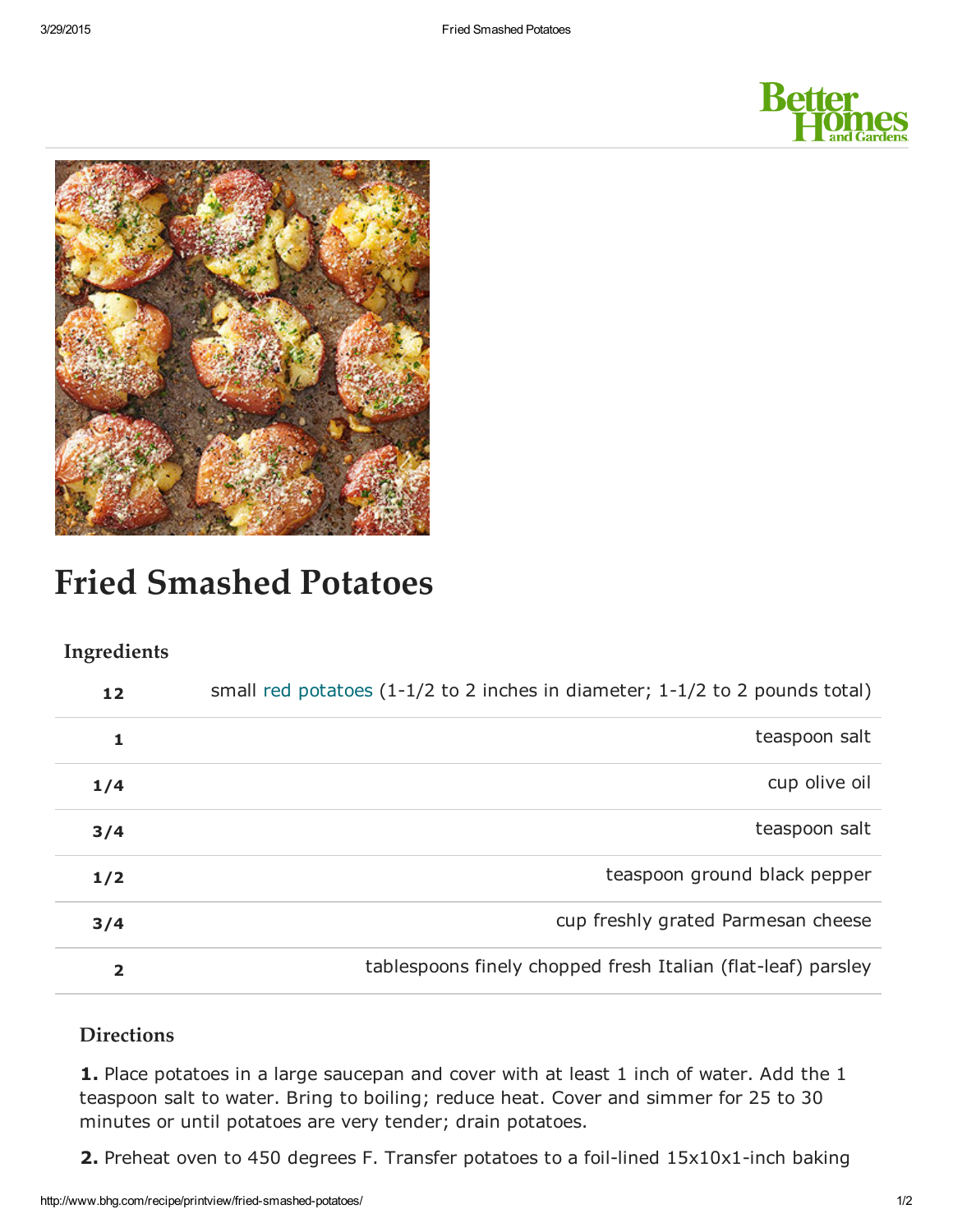# Fried Smashed Potatoes

## Ingredients

| | |
|---|---|
| 12 | small red potatoes (1-1/2 to 2 inches in diameter; 1-1/2 to 2 pounds total) |
| 1 | teaspoon salt |
| 1/4 | cup olive oil |
| 3/4 | teaspoon salt |
| 1/2 | teaspoon ground black pepper |
| 3/4 | cup freshly grated Parmesan cheese |
| 2 | tablespoons finely chopped fresh Italian (flat-leaf) parsley |

## Directions

**1.** Place potatoes in a large saucepan and cover with at least 1 inch of water. Add the 1 teaspoon salt to water. Bring to boiling; reduce heat. Cover and simmer for 25 to 30 minutes or until potatoes are very tender; drain potatoes.

**2.** Preheat oven to 450 degrees F. Transfer potatoes to a foil-lined 15x10x1-inch baking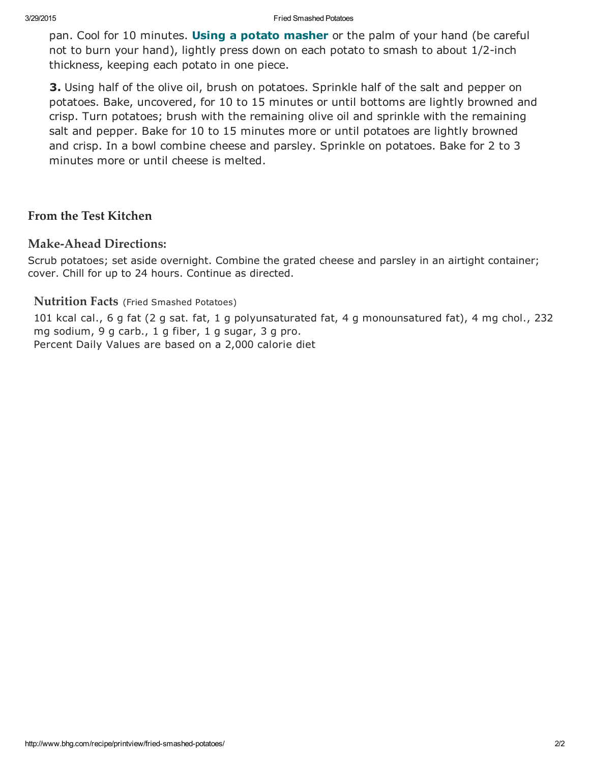pan. Cool for 10 minutes. **Using a potato masher** or the palm of your hand (be careful not to burn your hand), lightly press down on each potato to smash to about 1/2-inch thickness, keeping each potato in one piece.

**3.** Using half of the olive oil, brush on potatoes. Sprinkle half of the salt and pepper on potatoes. Bake, uncovered, for 10 to 15 minutes or until bottoms are lightly browned and crisp. Turn potatoes; brush with the remaining olive oil and sprinkle with the remaining salt and pepper. Bake for 10 to 15 minutes more or until potatoes are lightly browned and crisp. In a bowl combine cheese and parsley. Sprinkle on potatoes. Bake for 2 to 3 minutes more or until cheese is melted.

## From the Test Kitchen

### Make-Ahead Directions:

Scrub potatoes; set aside overnight. Combine the grated cheese and parsley in an airtight container; cover. Chill for up to 24 hours. Continue as directed.

### Nutrition Facts (Fried Smashed Potatoes)

101 kcal cal., 6 g fat (2 g sat. fat, 1 g polyunsaturated fat, 4 g monounsatured fat), 4 mg chol., 232 mg sodium, 9 g carb., 1 g fiber, 1 g sugar, 3 g pro.
Percent Daily Values are based on a 2,000 calorie diet